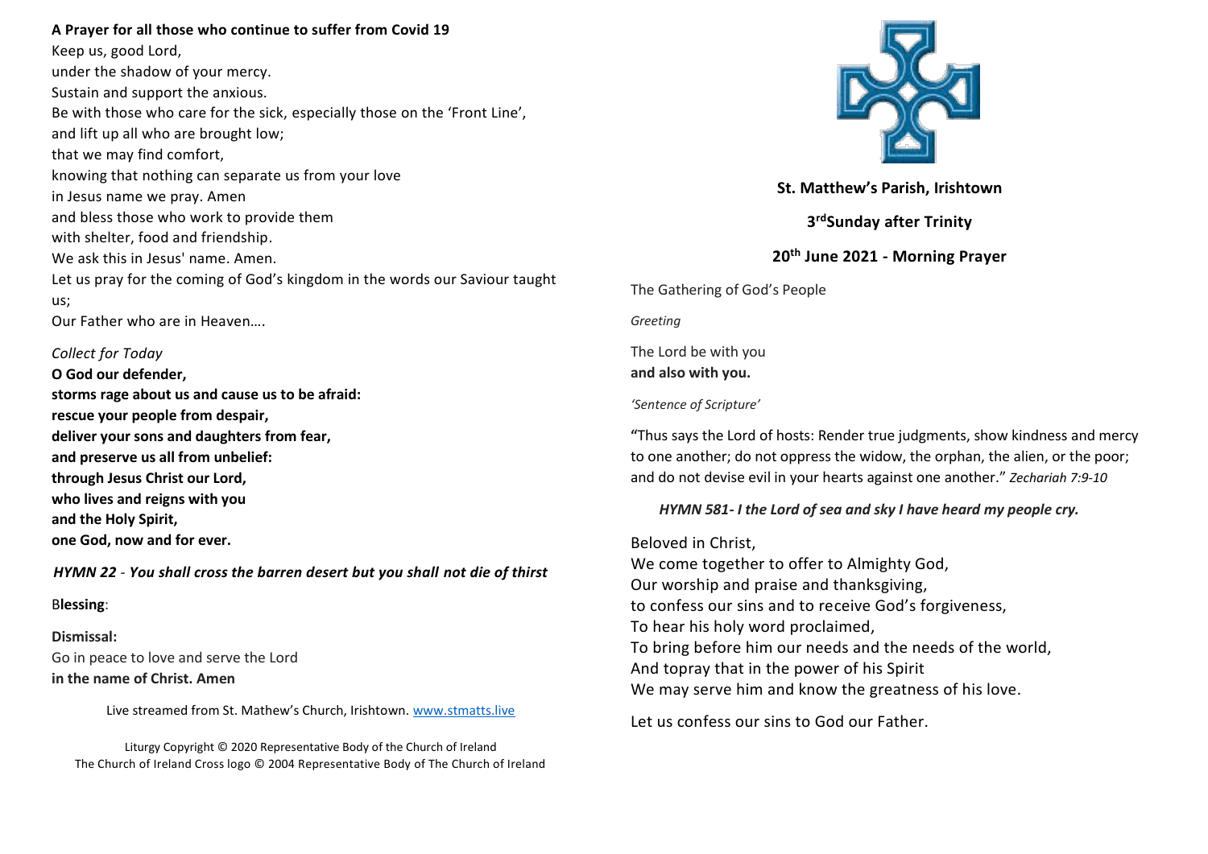**A Prayer for all those who continue to suffer from Covid 19**

Keep us, good Lord,
under the shadow of your mercy.
Sustain and support the anxious.
Be with those who care for the sick, especially those on the 'Front Line',
and lift up all who are brought low;
that we may find comfort,
knowing that nothing can separate us from your love
in Jesus name we pray. Amen
and bless those who work to provide them
with shelter, food and friendship.
We ask this in Jesus' name. Amen.
Let us pray for the coming of God's kingdom in the words our Saviour taught us;
Our Father who are in Heaven….

*Collect for Today*

**O God our defender,**
**storms rage about us and cause us to be afraid:**
**rescue your people from despair,**
**deliver your sons and daughters from fear,**
**and preserve us all from unbelief:**
**through Jesus Christ our Lord,**
**who lives and reigns with you**
**and the Holy Spirit,**
**one God, now and for ever.**

***HYMN 22** - You shall cross the barren desert but you shall not die of thirst*

B**lessing**:

**Dismissal:**
Go in peace to love and serve the Lord
**in the name of Christ. Amen**

Live streamed from St. Mathew's Church, Irishtown. www.stmatts.live

Liturgy Copyright © 2020 Representative Body of the Church of Ireland
The Church of Ireland Cross logo © 2004 Representative Body of The Church of Ireland

**St. Matthew's Parish, Irishtown**

**3rdSunday after Trinity**

**20th June 2021 - Morning Prayer**

The Gathering of God's People

*Greeting*

The Lord be with you
**and also with you.**

*'Sentence of Scripture'*

"Thus says the Lord of hosts: Render true judgments, show kindness and mercy to one another; do not oppress the widow, the orphan, the alien, or the poor; and do not devise evil in your hearts against one another." *Zechariah 7:9-10*

***HYMN 581- I the Lord of sea and sky I have heard my people cry.***

Beloved in Christ,
We come together to offer to Almighty God,
Our worship and praise and thanksgiving,
to confess our sins and to receive God's forgiveness,
To hear his holy word proclaimed,
To bring before him our needs and the needs of the world,
And topray that in the power of his Spirit
We may serve him and know the greatness of his love.

Let us confess our sins to God our Father.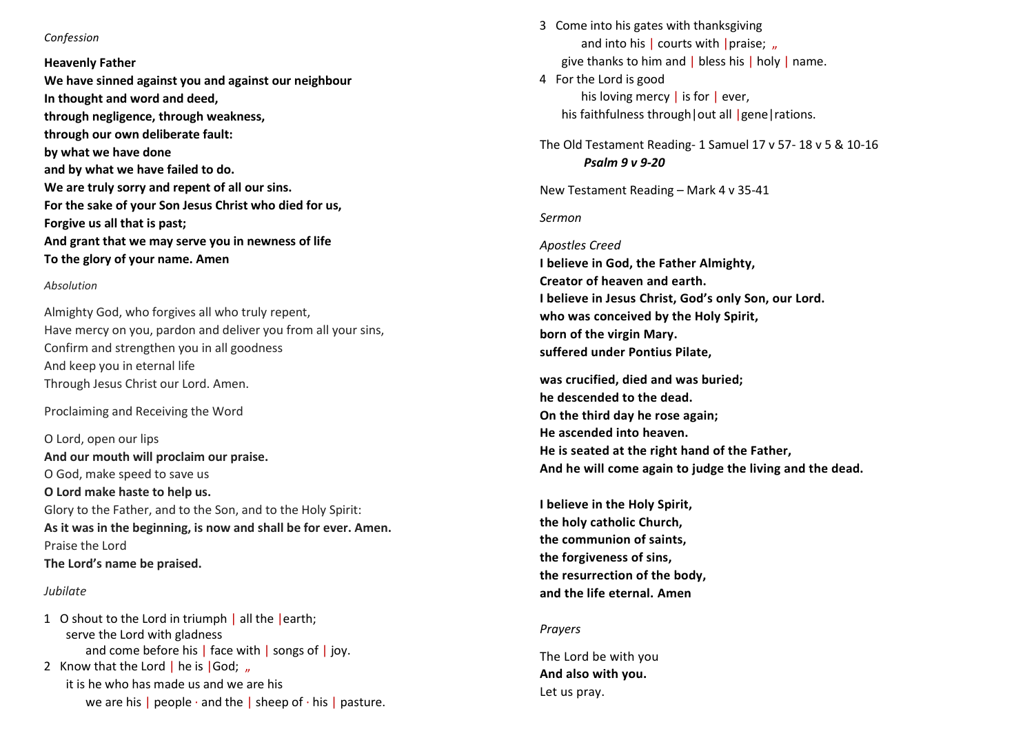*Confession*

**Heavenly Father**
**We have sinned against you and against our neighbour**
**In thought and word and deed,**
**through negligence, through weakness,**
**through our own deliberate fault:**
**by what we have done**
**and by what we have failed to do.**
**We are truly sorry and repent of all our sins.**
**For the sake of your Son Jesus Christ who died for us,**
**Forgive us all that is past;**
**And grant that we may serve you in newness of life**
**To the glory of your name. Amen**

*Absolution*

Almighty God, who forgives all who truly repent,
Have mercy on you, pardon and deliver you from all your sins,
Confirm and strengthen you in all goodness
And keep you in eternal life
Through Jesus Christ our Lord. Amen.

Proclaiming and Receiving the Word

O Lord, open our lips
**And our mouth will proclaim our praise.**
O God, make speed to save us
**O Lord make haste to help us.**
Glory to the Father, and to the Son, and to the Holy Spirit:
**As it was in the beginning, is now and shall be for ever. Amen.**
Praise the Lord
**The Lord's name be praised.**

*Jubilate*

1 O shout to the Lord in triumph | all the |earth;
serve the Lord with gladness
and come before his | face with | songs of | joy.
2 Know that the Lord | he is |God; „
it is he who has made us and we are his
we are his | people · and the | sheep of · his | pasture.
3 Come into his gates with thanksgiving
and into his | courts with |praise; „
give thanks to him and | bless his | holy | name.
4 For the Lord is good
his loving mercy | is for | ever,
his faithfulness through|out all |gene|rations.

The Old Testament Reading- 1 Samuel 17 v 57- 18 v 5 & 10-16
***Psalm 9 v 9-20***

New Testament Reading – Mark 4 v 35-41

*Sermon*

*Apostles Creed*
**I believe in God, the Father Almighty,**
**Creator of heaven and earth.**
**I believe in Jesus Christ, God's only Son, our Lord.**
**who was conceived by the Holy Spirit,**
**born of the virgin Mary.**
**suffered under Pontius Pilate,**

**was crucified, died and was buried;**
**he descended to the dead.**
**On the third day he rose again;**
**He ascended into heaven.**
**He is seated at the right hand of the Father,**
**And he will come again to judge the living and the dead.**

**I believe in the Holy Spirit,**
**the holy catholic Church,**
**the communion of saints,**
**the forgiveness of sins,**
**the resurrection of the body,**
**and the life eternal. Amen**

*Prayers*

The Lord be with you
**And also with you.**
Let us pray.